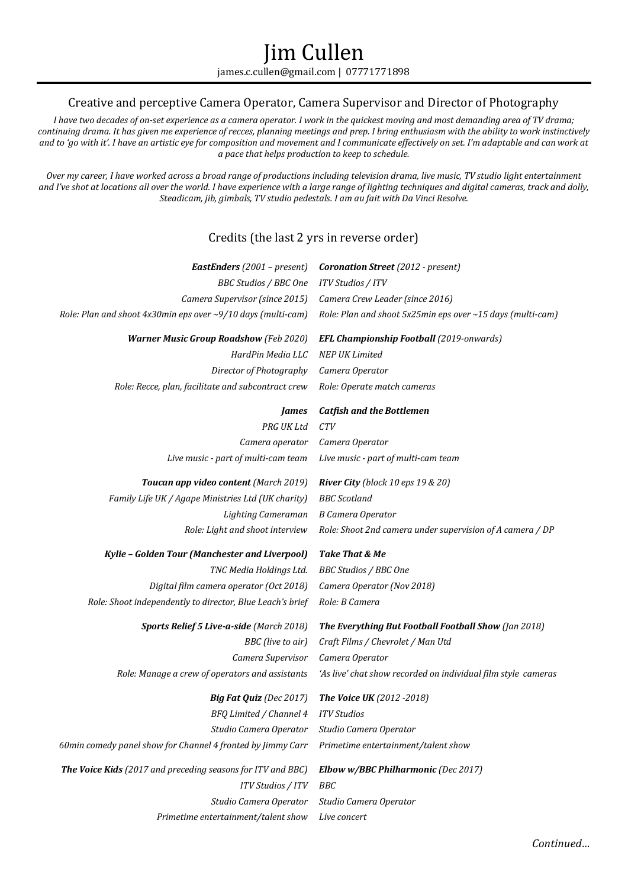# Jim Cullen

james.c.cullen@gmail.com | 07771771898

## Creative and perceptive Camera Operator, Camera Supervisor and Director of Photography

*I have two decades of on-set experience as a camera operator. I work in the quickest moving and most demanding area of TV drama; continuing drama. It has given me experience of recces, planning meetings and prep. I bring enthusiasm with the ability to work instinctively and to 'go with it'. I have an artistic eye for composition and movement and I communicate effectively on set. I'm adaptable and can work at a pace that helps production to keep to schedule.*

*Over my career, I have worked across a broad range of productions including television drama, live music, TV studio light entertainment and I've shot at locations all over the world. I have experience with a large range of lighting techniques and digital cameras, track and dolly, Steadicam, jib, gimbals, TV studio pedestals. I am au fait with Da Vinci Resolve.*

## Credits (the last 2 yrs in reverse order)

***EastEnders** (2001 – present)*
*BBC Studios / BBC One*
*Camera Supervisor (since 2015)*
*Role: Plan and shoot 4x30min eps over ~9/10 days (multi-cam)*

***Coronation Street** (2012 - present)*
*ITV Studios / ITV*
*Camera Crew Leader (since 2016)*
*Role: Plan and shoot 5x25min eps over ~15 days (multi-cam)*

***Warner Music Group Roadshow** (Feb 2020)*
*HardPin Media LLC*
*Director of Photography*
*Role: Recce, plan, facilitate and subcontract crew*

***EFL Championship Football** (2019-onwards)*
*NEP UK Limited*
*Camera Operator*
*Role: Operate match cameras*

***James***
*PRG UK Ltd*
*Camera operator*
*Live music - part of multi-cam team*

***Catfish and the Bottlemen***
*CTV*
*Camera Operator*
*Live music - part of multi-cam team*

***Toucan app video content** (March 2019)*
*Family Life UK / Agape Ministries Ltd (UK charity)*
*Lighting Cameraman*
*Role: Light and shoot interview*

***River City** (block 10 eps 19 & 20)*
*BBC Scotland*
*B Camera Operator*
*Role: Shoot 2nd camera under supervision of A camera / DP*

***Kylie – Golden Tour (Manchester and Liverpool)***
*TNC Media Holdings Ltd.*
*Digital film camera operator (Oct 2018)*
*Role: Shoot independently to director, Blue Leach's brief*

***Take That & Me***
*BBC Studios / BBC One*
*Camera Operator (Nov 2018)*
*Role: B Camera*

***Sports Relief 5 Live-a-side** (March 2018)*
*BBC (live to air)*
*Camera Supervisor*
*Role: Manage a crew of operators and assistants*

***The Everything But Football Football Show** (Jan 2018)*
*Craft Films / Chevrolet / Man Utd*
*Camera Operator*
*'As live' chat show recorded on individual film style cameras*

***Big Fat Quiz** (Dec 2017)*
*BFQ Limited / Channel 4*
*Studio Camera Operator*
*60min comedy panel show for Channel 4 fronted by Jimmy Carr*

***The Voice UK** (2012 -2018)*
*ITV Studios*
*Studio Camera Operator*
*Primetime entertainment/talent show*

***The Voice Kids** (2017 and preceding seasons for ITV and BBC)*
*ITV Studios / ITV*
*Studio Camera Operator*
*Primetime entertainment/talent show*

***Elbow w/BBC Philharmonic** (Dec 2017)*
*BBC*
*Studio Camera Operator*
*Live concert*

*Continued…*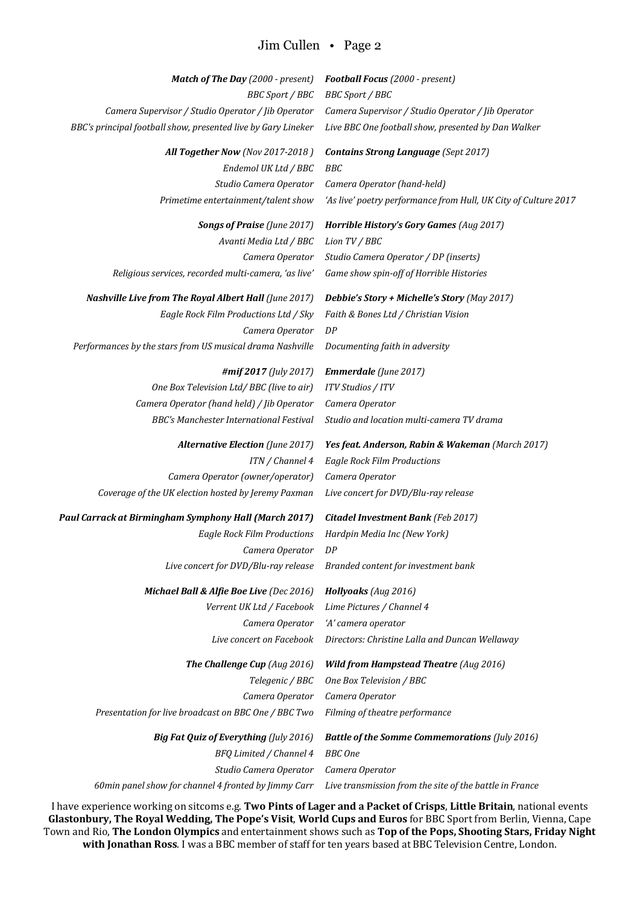***Match of The Day*** *(2000 - present)*
*BBC Sport / BBC*
*Camera Supervisor / Studio Operator / Jib Operator*
*BBC's principal football show, presented live by Gary Lineker*

***Football Focus*** *(2000 - present)*
*BBC Sport / BBC*
*Camera Supervisor / Studio Operator / Jib Operator*
*Live BBC One football show, presented by Dan Walker*

***All Together Now*** *(Nov 2017-2018 )*
*Endemol UK Ltd / BBC*
*Studio Camera Operator*
*Primetime entertainment/talent show*

***Contains Strong Language*** *(Sept 2017)*
*BBC*
*Camera Operator (hand-held)*
*'As live' poetry performance from Hull, UK City of Culture 2017*

***Songs of Praise*** *(June 2017)*
*Avanti Media Ltd / BBC*
*Camera Operator*
*Religious services, recorded multi-camera, 'as live'*

***Horrible History's Gory Games*** *(Aug 2017)*
*Lion TV / BBC*
*Studio Camera Operator / DP (inserts)*
*Game show spin-off of Horrible Histories*

***Nashville Live from The Royal Albert Hall*** *(June 2017)*
*Eagle Rock Film Productions Ltd / Sky*
*Camera Operator*
*Performances by the stars from US musical drama Nashville*

***Debbie's Story + Michelle's Story*** *(May 2017)*
*Faith & Bones Ltd / Christian Vision*
*DP*
*Documenting faith in adversity*

***#mif 2017*** *(July 2017)*
*One Box Television Ltd/ BBC (live to air)*
*Camera Operator (hand held) / Jib Operator*
*BBC's Manchester International Festival*

***Emmerdale*** *(June 2017)*
*ITV Studios / ITV*
*Camera Operator*
*Studio and location multi-camera TV drama*

***Alternative Election*** *(June 2017)*
*ITN / Channel 4*
*Camera Operator (owner/operator)*
*Coverage of the UK election hosted by Jeremy Paxman*

***Yes feat. Anderson, Rabin & Wakeman*** *(March 2017)*
*Eagle Rock Film Productions*
*Camera Operator*
*Live concert for DVD/Blu-ray release*

***Paul Carrack at Birmingham Symphony Hall (March 2017)***
*Eagle Rock Film Productions*
*Camera Operator*
*Live concert for DVD/Blu-ray release*

***Citadel Investment Bank*** *(Feb 2017)*
*Hardpin Media Inc (New York)*
*DP*
*Branded content for investment bank*

***Michael Ball & Alfie Boe Live*** *(Dec 2016)*
*Verrent UK Ltd / Facebook*
*Camera Operator*
*Live concert on Facebook*

***Hollyoaks*** *(Aug 2016)*
*Lime Pictures / Channel 4*
*'A' camera operator*
*Directors: Christine Lalla and Duncan Wellaway*

***The Challenge Cup*** *(Aug 2016)*
*Telegenic / BBC*
*Camera Operator*
*Presentation for live broadcast on BBC One / BBC Two*

***Wild from Hampstead Theatre*** *(Aug 2016)*
*One Box Television / BBC*
*Camera Operator*
*Filming of theatre performance*

***Big Fat Quiz of Everything*** *(July 2016)*
*BFQ Limited / Channel 4*
*Studio Camera Operator*
*60min panel show for channel 4 fronted by Jimmy Carr*

***Battle of the Somme Commemorations*** *(July 2016)*
*BBC One*
*Camera Operator*
*Live transmission from the site of the battle in France*

I have experience working on sitcoms e.g. **Two Pints of Lager and a Packet of Crisps**, **Little Britain**, national events **Glastonbury, The Royal Wedding, The Pope's Visit**, **World Cups and Euros** for BBC Sport from Berlin, Vienna, Cape Town and Rio, **The London Olympics** and entertainment shows such as **Top of the Pops, Shooting Stars, Friday Night with Jonathan Ross**. I was a BBC member of staff for ten years based at BBC Television Centre, London.